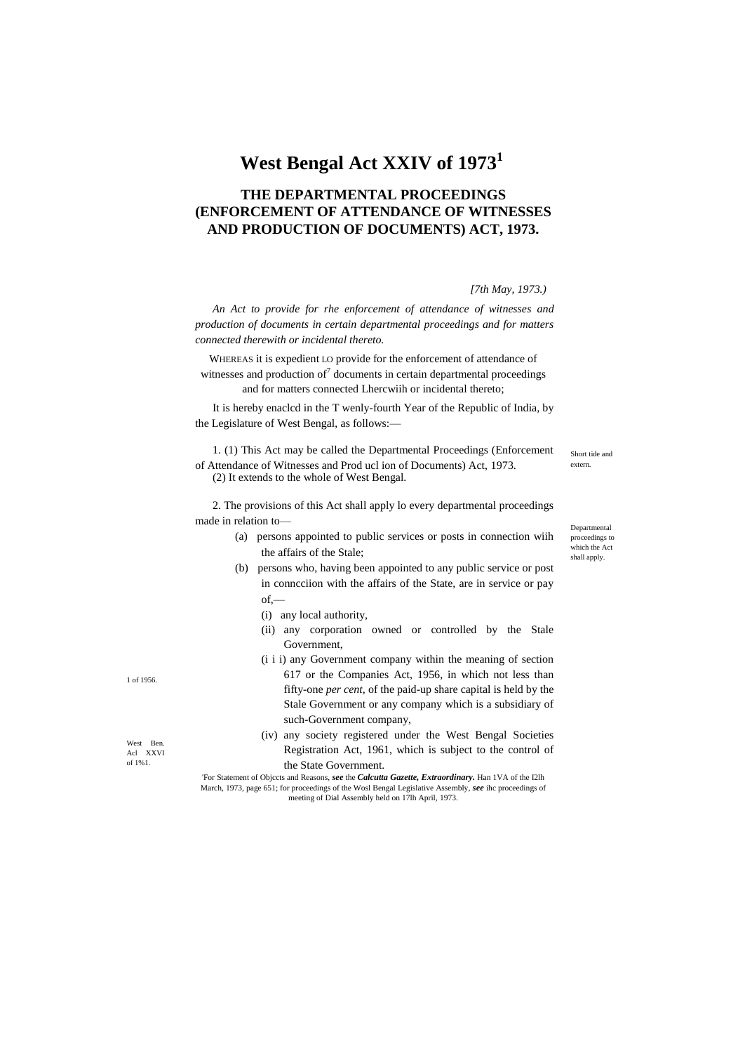# West Bengal Act XXIV of 1973[1]

## THE DEPARTMENTAL PROCEEDINGS (ENFORCEMENT OF ATTENDANCE OF WITNESSES AND PRODUCTION OF DOCUMENTS) ACT, 1973.

*[7th May, 1973.)*

*An Act to provide for rhe enforcement of attendance of witnesses and production of documents in certain departmental proceedings and for matters connected therewith or incidental thereto.*

WHEREAS it is expedient LO provide for the enforcement of attendance of witnesses and production of[7] documents in certain departmental proceedings and for matters connected Lhercwiih or incidental thereto;

It is hereby enaclcd in the T wenly-fourth Year of the Republic of India, by the Legislature of West Bengal, as follows:—

Short tide and extern.

1. (1) This Act may be called the Departmental Proceedings (Enforcement of Attendance of Witnesses and Prod ucl ion of Documents) Act, 1973.

(2) It extends to the whole of West Bengal.

Departmental proceedings to which the Act shall apply.

2. The provisions of this Act shall apply lo every departmental proceedings made in relation to—

- (a) persons appointed to public services or posts in connection wiih the affairs of the Stale;
- (b) persons who, having been appointed to any public service or post in conncciion with the affairs of the State, are in service or pay of,—
  - (i) any local authority,
  - (ii) any corporation owned or controlled by the Stale Government,
  - (i i i) any Government company within the meaning of section 617 or the Companies Act, 1956, in which not less than fifty-one *per cent,* of the paid-up share capital is held by the Stale Government or any company which is a subsidiary of such-Government company, (1 of 1956.)
  - (iv) any society registered under the West Bengal Societies Registration Act, 1961, which is subject to the control of the State Government. (West Ben. Acl XXVI of 1%1.)

'For Statement of Objccts and Reasons, ***see*** the ***Calcutta Gazette, Extraordinary.*** Han 1VA of the I2lh March, 1973, page 651; for proceedings of the Wosl Bengal Legislative Assembly, ***see*** ihc proceedings of meeting of Dial Assembly held on 17lh April, 1973.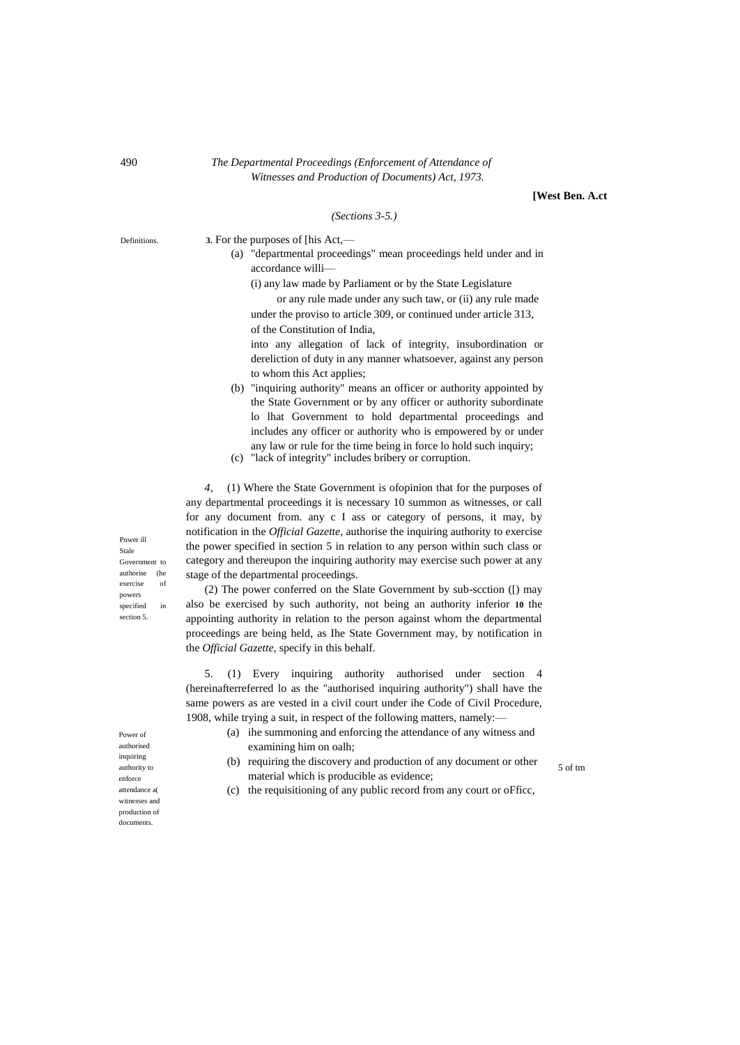*(Sections 3-5.)*

Definitions.

**3.** For the purposes of [his Act,—

(a) "departmental proceedings" mean proceedings held under and in accordance willi—

(i) any law made by Parliament or by the State Legislature or any rule made under any such taw, or (ii) any rule made under the proviso to article 309, or continued under article 313, of the Constitution of India,

into any allegation of lack of integrity, insubordination or dereliction of duty in any manner whatsoever, against any person to whom this Act applies;

(b) "inquiring authority" means an officer or authority appointed by the State Government or by any officer or authority subordinate lo lhat Government to hold departmental proceedings and includes any officer or authority who is empowered by or under any law or rule for the time being in force lo hold such inquiry;

(c) "lack of integrity" includes bribery or corruption.

Power ill Stale Government to authorise (he exercise of powers specified in section 5.

*4,* (1) Where the State Government is ofopinion that for the purposes of any departmental proceedings it is necessary 10 summon as witnesses, or call for any document from. any c I ass or category of persons, it may, by notification in the *Official Gazette,* authorise the inquiring authority to exercise the power specified in section 5 in relation to any person within such class or category and thereupon the inquiring authority may exercise such power at any stage of the departmental proceedings.

(2) The power conferred on the Slate Government by sub-scction ([) may also be exercised by such authority, not being an authority inferior **10** the appointing authority in relation to the person against whom the departmental proceedings are being held, as Ihe State Government may, by notification in the *Official Gazette,* specify in this behalf.

Power of authorised inquiring authority to enforce attendance a( witnesses and production of documents.

5. (1) Every inquiring authority authorised under section 4 (hereinafterreferred lo as the "authorised inquiring authority") shall have the same powers as are vested in a civil court under ihe Code of Civil Procedure, 1908, while trying a suit, in respect of the following matters, namely:—

5 of tm

(a) ihe summoning and enforcing the attendance of any witness and examining him on oalh;

(b) requiring the discovery and production of any document or other material which is producible as evidence;

(c) the requisitioning of any public record from any court or oFficc,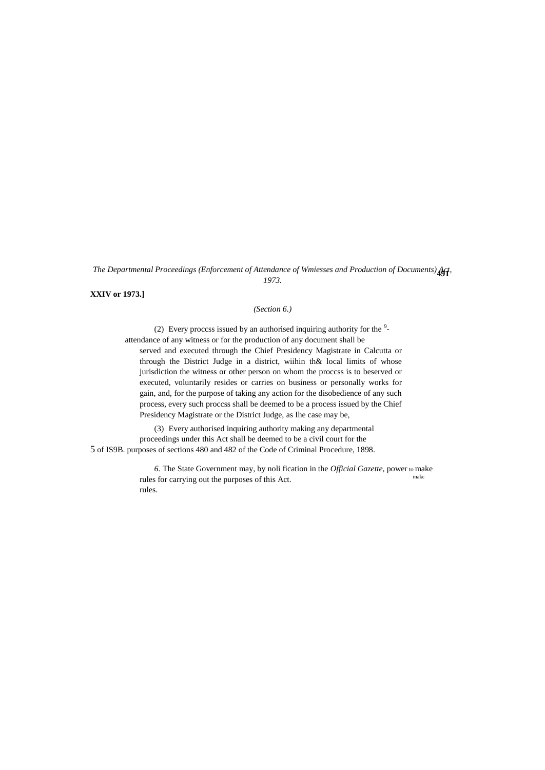XXIV or 1973.]

(Section 6.)

(2) Every proccss issued by an authorised inquiring authority for the [9]-attendance of any witness or for the production of any document shall be served and executed through the Chief Presidency Magistrate in Calcutta or through the District Judge in a district, wiihin th& local limits of whose jurisdiction the witness or other person on whom the proccss is to beserved or executed, voluntarily resides or carries on business or personally works for gain, and, for the purpose of taking any action for the disobedience of any such process, every such proccss shall be deemed to be a process issued by the Chief Presidency Magistrate or the District Judge, as Ihe case may be,

(3) Every authorised inquiring authority making any departmental proceedings under this Act shall be deemed to be a civil court for the purposes of sections 480 and 482 of the Code of Criminal Procedure, 1898.

5 of IS9B.

*6.* The State Government may, by noli fication in the *Official Gazette*, make rules for carrying out the purposes of this Act.

Power to makc rules.